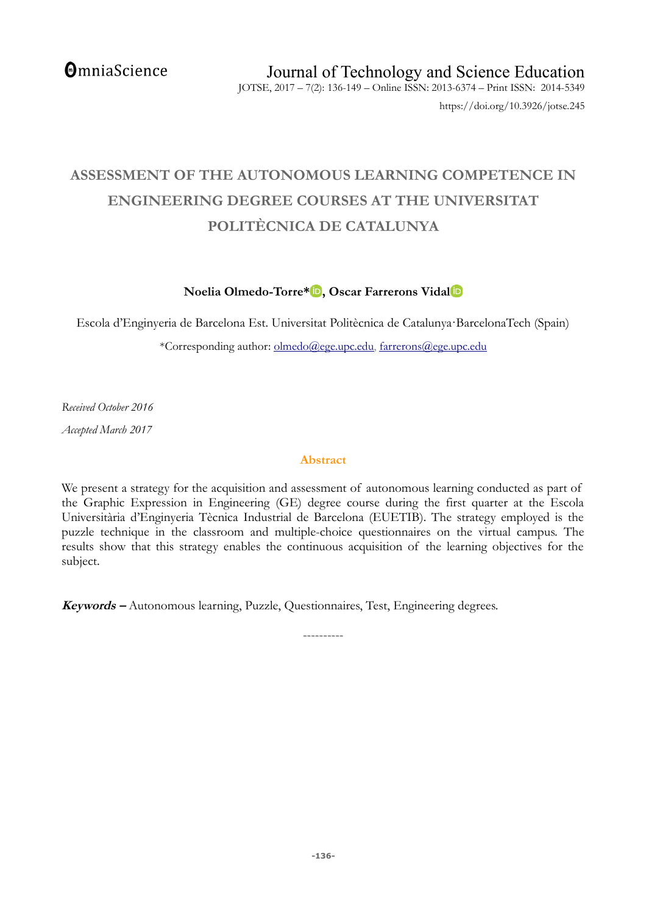# ASSESSMENT OF THE AUTONOMOUS LEARNING COMPETENCE IN ENGINEERING DEGREE COURSES AT THE UNIVERSITAT POLITÈCNICA DE CATALUNYA

**Noelia Olmedo-Torre*, Oscar Farrerons Vidal**

Escola d'Enginyeria de Barcelona Est. Universitat Politècnica de Catalunya·BarcelonaTech (Spain)

*Corresponding author: olmedo@ege.upc.edu, farrerons@ege.upc.edu

*Received October 2016*

*Accepted March 2017*

## Abstract

We present a strategy for the acquisition and assessment of autonomous learning conducted as part of the Graphic Expression in Engineering (GE) degree course during the first quarter at the Escola Universitària d'Enginyeria Tècnica Industrial de Barcelona (EUETIB). The strategy employed is the puzzle technique in the classroom and multiple-choice questionnaires on the virtual campus. The results show that this strategy enables the continuous acquisition of the learning objectives for the subject.

***Keywords –*** Autonomous learning, Puzzle, Questionnaires, Test, Engineering degrees.

----------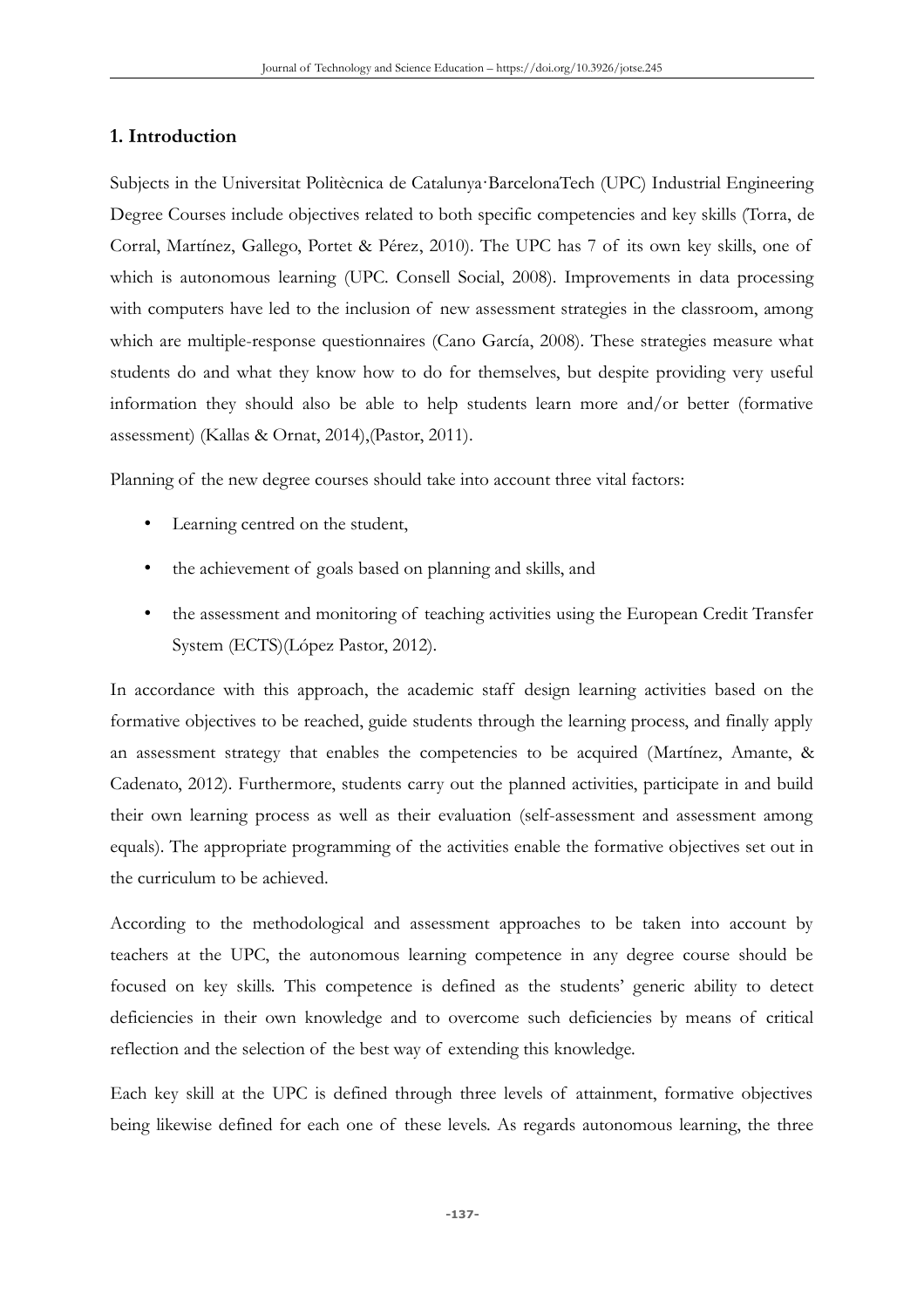## 1. Introduction

Subjects in the Universitat Politècnica de Catalunya·BarcelonaTech (UPC) Industrial Engineering Degree Courses include objectives related to both specific competencies and key skills (Torra, de Corral, Martínez, Gallego, Portet & Pérez, 2010). The UPC has 7 of its own key skills, one of which is autonomous learning (UPC. Consell Social, 2008). Improvements in data processing with computers have led to the inclusion of new assessment strategies in the classroom, among which are multiple-response questionnaires (Cano García, 2008). These strategies measure what students do and what they know how to do for themselves, but despite providing very useful information they should also be able to help students learn more and/or better (formative assessment) (Kallas & Ornat, 2014),(Pastor, 2011).

Planning of the new degree courses should take into account three vital factors:

- Learning centred on the student,
- the achievement of goals based on planning and skills, and
- the assessment and monitoring of teaching activities using the European Credit Transfer System (ECTS)(López Pastor, 2012).

In accordance with this approach, the academic staff design learning activities based on the formative objectives to be reached, guide students through the learning process, and finally apply an assessment strategy that enables the competencies to be acquired (Martínez, Amante, & Cadenato, 2012). Furthermore, students carry out the planned activities, participate in and build their own learning process as well as their evaluation (self-assessment and assessment among equals). The appropriate programming of the activities enable the formative objectives set out in the curriculum to be achieved.

According to the methodological and assessment approaches to be taken into account by teachers at the UPC, the autonomous learning competence in any degree course should be focused on key skills. This competence is defined as the students' generic ability to detect deficiencies in their own knowledge and to overcome such deficiencies by means of critical reflection and the selection of the best way of extending this knowledge.

Each key skill at the UPC is defined through three levels of attainment, formative objectives being likewise defined for each one of these levels. As regards autonomous learning, the three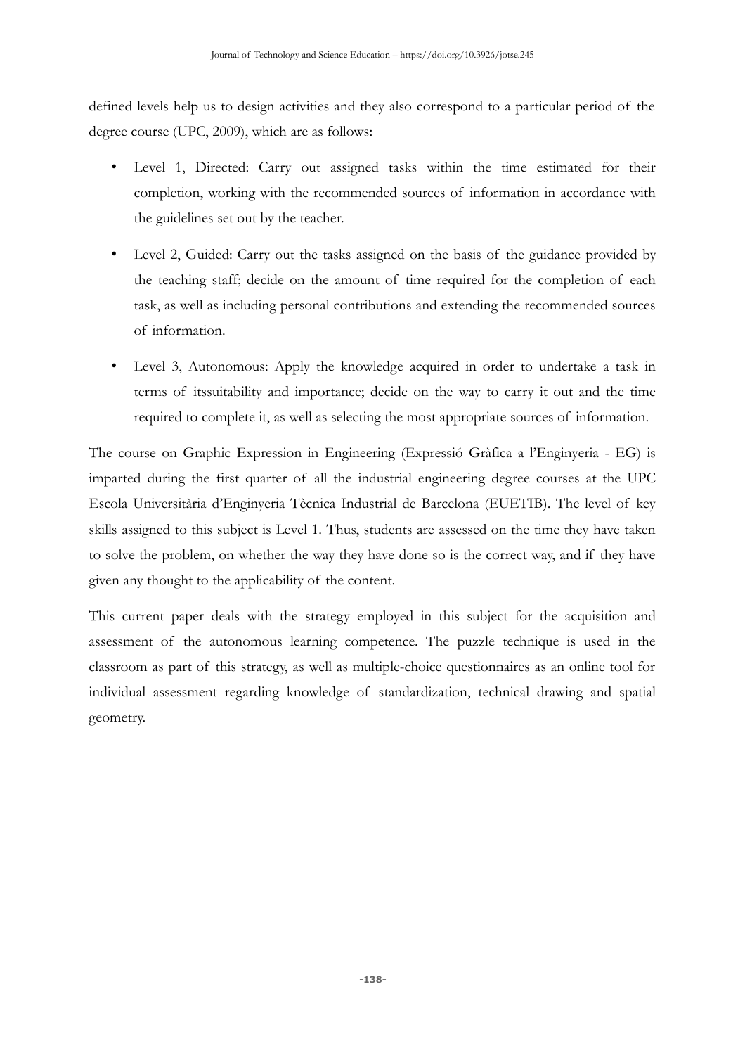defined levels help us to design activities and they also correspond to a particular period of the degree course (UPC, 2009), which are as follows:

- Level 1, Directed: Carry out assigned tasks within the time estimated for their completion, working with the recommended sources of information in accordance with the guidelines set out by the teacher.
- Level 2, Guided: Carry out the tasks assigned on the basis of the guidance provided by the teaching staff; decide on the amount of time required for the completion of each task, as well as including personal contributions and extending the recommended sources of information.
- Level 3, Autonomous: Apply the knowledge acquired in order to undertake a task in terms of itssuitability and importance; decide on the way to carry it out and the time required to complete it, as well as selecting the most appropriate sources of information.

The course on Graphic Expression in Engineering (Expressió Gràfica a l'Enginyeria - EG) is imparted during the first quarter of all the industrial engineering degree courses at the UPC Escola Universitària d'Enginyeria Tècnica Industrial de Barcelona (EUETIB). The level of key skills assigned to this subject is Level 1. Thus, students are assessed on the time they have taken to solve the problem, on whether the way they have done so is the correct way, and if they have given any thought to the applicability of the content.

This current paper deals with the strategy employed in this subject for the acquisition and assessment of the autonomous learning competence. The puzzle technique is used in the classroom as part of this strategy, as well as multiple-choice questionnaires as an online tool for individual assessment regarding knowledge of standardization, technical drawing and spatial geometry.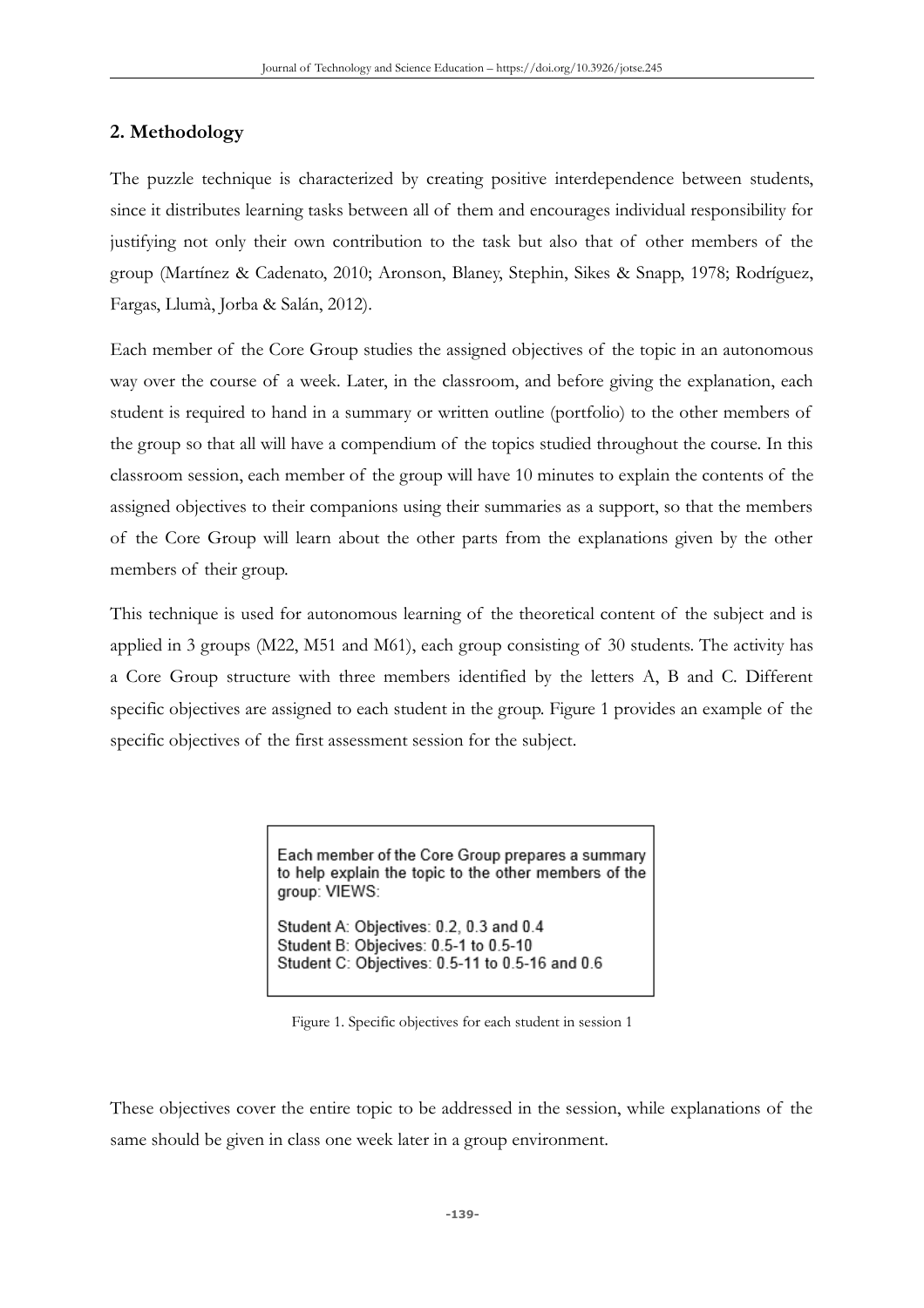## 2. Methodology

The puzzle technique is characterized by creating positive interdependence between students, since it distributes learning tasks between all of them and encourages individual responsibility for justifying not only their own contribution to the task but also that of other members of the group (Martínez & Cadenato, 2010; Aronson, Blaney, Stephin, Sikes & Snapp, 1978; Rodríguez, Fargas, Llumà, Jorba & Salán, 2012).

Each member of the Core Group studies the assigned objectives of the topic in an autonomous way over the course of a week. Later, in the classroom, and before giving the explanation, each student is required to hand in a summary or written outline (portfolio) to the other members of the group so that all will have a compendium of the topics studied throughout the course. In this classroom session, each member of the group will have 10 minutes to explain the contents of the assigned objectives to their companions using their summaries as a support, so that the members of the Core Group will learn about the other parts from the explanations given by the other members of their group.

This technique is used for autonomous learning of the theoretical content of the subject and is applied in 3 groups (M22, M51 and M61), each group consisting of 30 students. The activity has a Core Group structure with three members identified by the letters A, B and C. Different specific objectives are assigned to each student in the group. Figure 1 provides an example of the specific objectives of the first assessment session for the subject.

> Each member of the Core Group prepares a summary to help explain the topic to the other members of the group: VIEWS:
>
> Student A: Objectives: 0.2, 0.3 and 0.4
> Student B: Objecives: 0.5-1 to 0.5-10
> Student C: Objectives: 0.5-11 to 0.5-16 and 0.6

Figure 1. Specific objectives for each student in session 1

These objectives cover the entire topic to be addressed in the session, while explanations of the same should be given in class one week later in a group environment.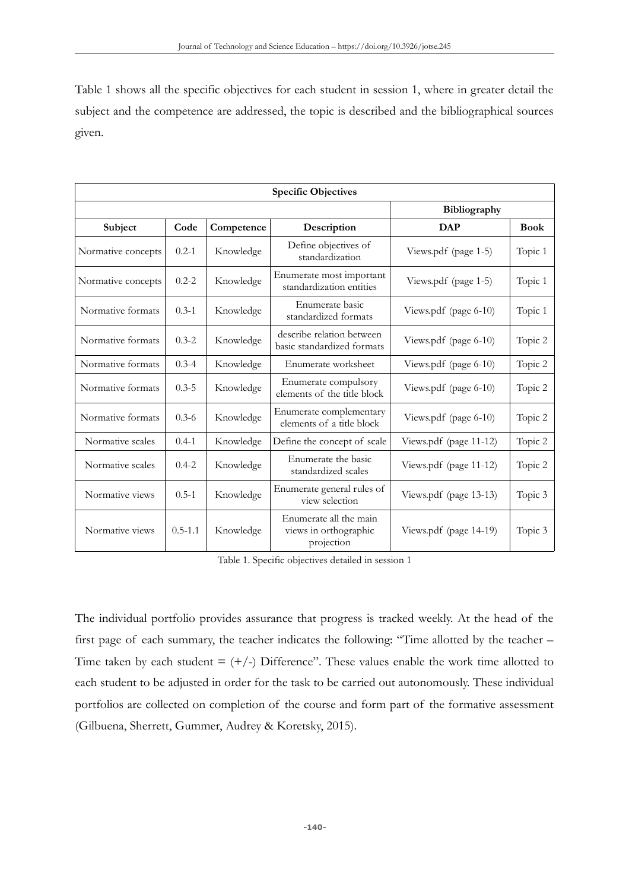Table 1 shows all the specific objectives for each student in session 1, where in greater detail the subject and the competence are addressed, the topic is described and the bibliographical sources given.

| Specific Objectives | | | | | |
|---|---|---|---|---|---|
| | | | | **Bibliography** | |
| **Subject** | **Code** | **Competence** | **Description** | **DAP** | **Book** |
| Normative concepts | 0.2-1 | Knowledge | Define objectives of standardization | Views.pdf (page 1-5) | Topic 1 |
| Normative concepts | 0.2-2 | Knowledge | Enumerate most important standardization entities | Views.pdf (page 1-5) | Topic 1 |
| Normative formats | 0.3-1 | Knowledge | Enumerate basic standardized formats | Views.pdf (page 6-10) | Topic 1 |
| Normative formats | 0.3-2 | Knowledge | describe relation between basic standardized formats | Views.pdf (page 6-10) | Topic 2 |
| Normative formats | 0.3-4 | Knowledge | Enumerate worksheet | Views.pdf (page 6-10) | Topic 2 |
| Normative formats | 0.3-5 | Knowledge | Enumerate compulsory elements of the title block | Views.pdf (page 6-10) | Topic 2 |
| Normative formats | 0.3-6 | Knowledge | Enumerate complementary elements of a title block | Views.pdf (page 6-10) | Topic 2 |
| Normative scales | 0.4-1 | Knowledge | Define the concept of scale | Views.pdf (page 11-12) | Topic 2 |
| Normative scales | 0.4-2 | Knowledge | Enumerate the basic standardized scales | Views.pdf (page 11-12) | Topic 2 |
| Normative views | 0.5-1 | Knowledge | Enumerate general rules of view selection | Views.pdf (page 13-13) | Topic 3 |
| Normative views | 0.5-1.1 | Knowledge | Enumerate all the main views in orthographic projection | Views.pdf (page 14-19) | Topic 3 |

Table 1. Specific objectives detailed in session 1

The individual portfolio provides assurance that progress is tracked weekly. At the head of the first page of each summary, the teacher indicates the following: "Time allotted by the teacher – Time taken by each student = (+/-) Difference". These values enable the work time allotted to each student to be adjusted in order for the task to be carried out autonomously. These individual portfolios are collected on completion of the course and form part of the formative assessment (Gilbuena, Sherrett, Gummer, Audrey & Koretsky, 2015).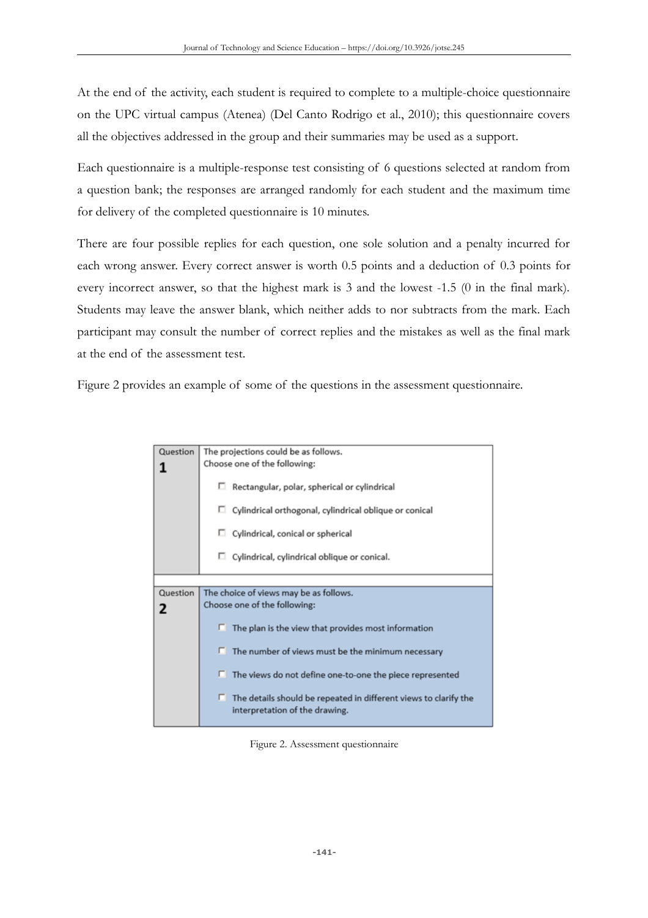At the end of the activity, each student is required to complete to a multiple-choice questionnaire on the UPC virtual campus (Atenea) (Del Canto Rodrigo et al., 2010); this questionnaire covers all the objectives addressed in the group and their summaries may be used as a support.

Each questionnaire is a multiple-response test consisting of 6 questions selected at random from a question bank; the responses are arranged randomly for each student and the maximum time for delivery of the completed questionnaire is 10 minutes.

There are four possible replies for each question, one sole solution and a penalty incurred for each wrong answer. Every correct answer is worth 0.5 points and a deduction of 0.3 points for every incorrect answer, so that the highest mark is 3 and the lowest -1.5 (0 in the final mark). Students may leave the answer blank, which neither adds to nor subtracts from the mark. Each participant may consult the number of correct replies and the mistakes as well as the final mark at the end of the assessment test.

Figure 2 provides an example of some of the questions in the assessment questionnaire.

| Question 1 | The projections could be as follows.<br>Choose one of the following:<br>☐ Rectangular, polar, spherical or cylindrical<br>☐ Cylindrical orthogonal, cylindrical oblique or conical<br>☐ Cylindrical, conical or spherical<br>☐ Cylindrical, cylindrical oblique or conical. |
|---|---|
| Question 2 | The choice of views may be as follows.<br>Choose one of the following:<br>☐ The plan is the view that provides most information<br>☐ The number of views must be the minimum necessary<br>☐ The views do not define one-to-one the piece represented<br>☐ The details should be repeated in different views to clarify the interpretation of the drawing. |

Figure 2. Assessment questionnaire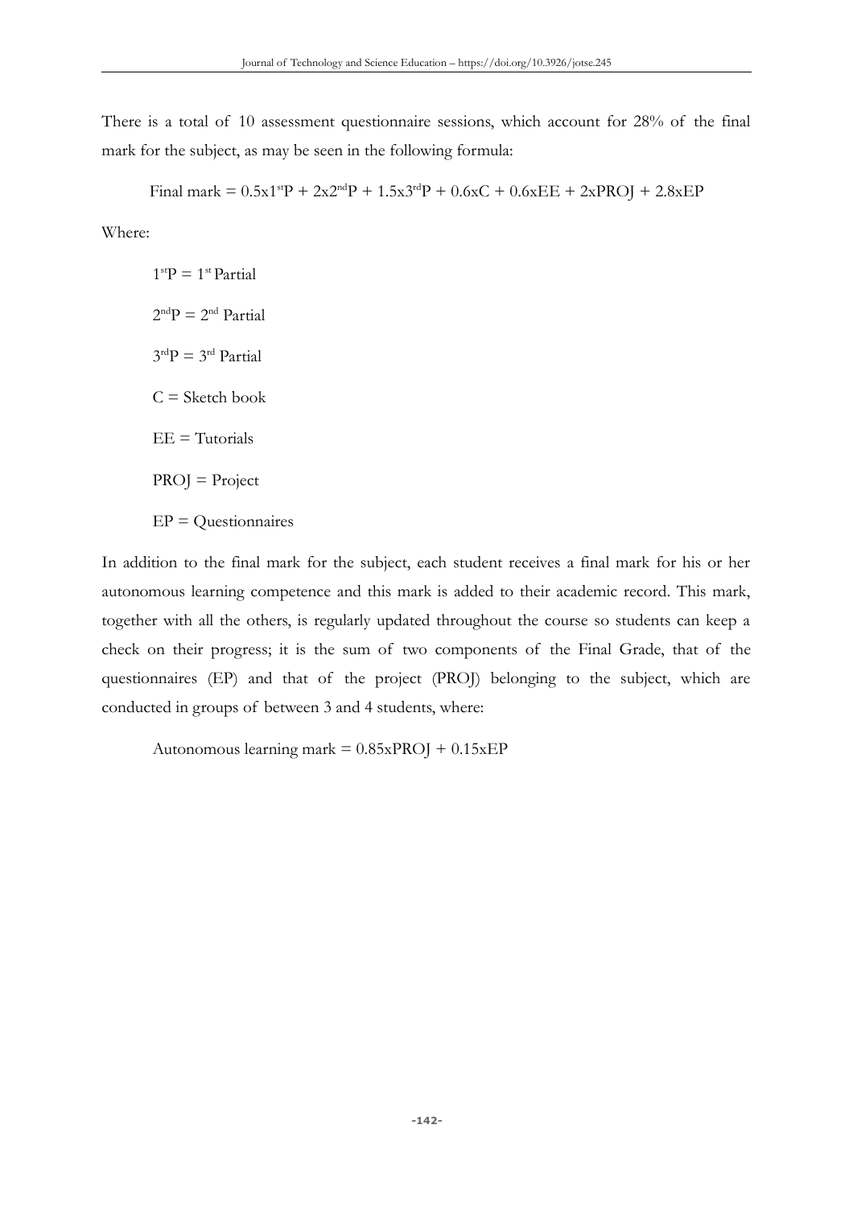There is a total of 10 assessment questionnaire sessions, which account for 28% of the final mark for the subject, as may be seen in the following formula:

$$\text{Final mark} = 0.5 \times 1^{st}P + 2 \times 2^{nd}P + 1.5 \times 3^{rd}P + 0.6 \times C + 0.6 \times EE + 2 \times PROJ + 2.8 \times EP$$

Where:

$1^{st}P$ = $1^{st}$ Partial

$2^{nd}P$ = $2^{nd}$ Partial

$3^{rd}P$ = $3^{rd}$ Partial

C = Sketch book

EE = Tutorials

PROJ = Project

EP = Questionnaires

In addition to the final mark for the subject, each student receives a final mark for his or her autonomous learning competence and this mark is added to their academic record. This mark, together with all the others, is regularly updated throughout the course so students can keep a check on their progress; it is the sum of two components of the Final Grade, that of the questionnaires (EP) and that of the project (PROJ) belonging to the subject, which are conducted in groups of between 3 and 4 students, where:

$$\text{Autonomous learning mark} = 0.85 \times PROJ + 0.15 \times EP$$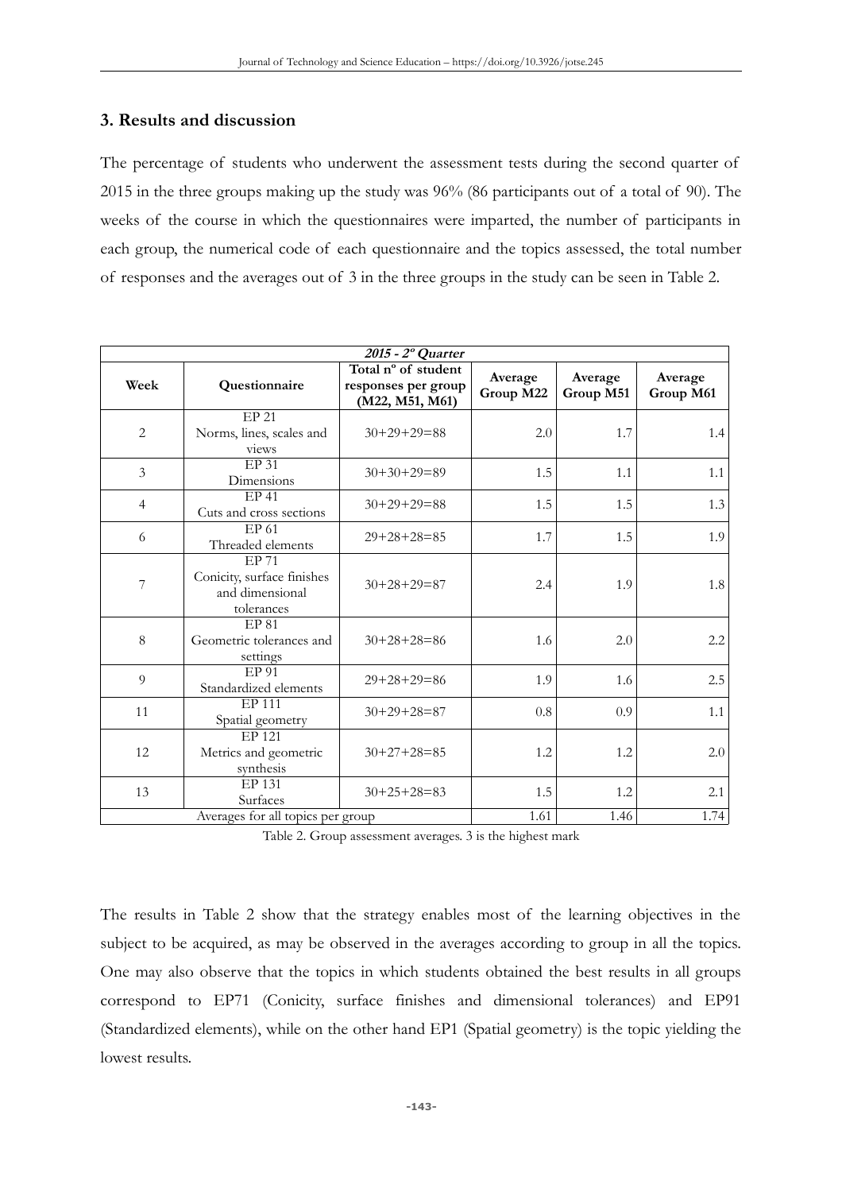## 3. Results and discussion

The percentage of students who underwent the assessment tests during the second quarter of 2015 in the three groups making up the study was 96% (86 participants out of a total of 90). The weeks of the course in which the questionnaires were imparted, the number of participants in each group, the numerical code of each questionnaire and the topics assessed, the total number of responses and the averages out of 3 in the three groups in the study can be seen in Table 2.

| *2015 - 2º Quarter* | | | | | |
|---|---|---|---|---|---|
| **Week** | **Questionnaire** | **Total nº of student responses per group (M22, M51, M61)** | **Average Group M22** | **Average Group M51** | **Average Group M61** |
| 2 | EP 21 Norms, lines, scales and views | 30+29+29=88 | 2.0 | 1.7 | 1.4 |
| 3 | EP 31 Dimensions | 30+30+29=89 | 1.5 | 1.1 | 1.1 |
| 4 | EP 41 Cuts and cross sections | 30+29+29=88 | 1.5 | 1.5 | 1.3 |
| 6 | EP 61 Threaded elements | 29+28+28=85 | 1.7 | 1.5 | 1.9 |
| 7 | EP 71 Conicity, surface finishes and dimensional tolerances | 30+28+29=87 | 2.4 | 1.9 | 1.8 |
| 8 | EP 81 Geometric tolerances and settings | 30+28+28=86 | 1.6 | 2.0 | 2.2 |
| 9 | EP 91 Standardized elements | 29+28+29=86 | 1.9 | 1.6 | 2.5 |
| 11 | EP 111 Spatial geometry | 30+29+28=87 | 0.8 | 0.9 | 1.1 |
| 12 | EP 121 Metrics and geometric synthesis | 30+27+28=85 | 1.2 | 1.2 | 2.0 |
| 13 | EP 131 Surfaces | 30+25+28=83 | 1.5 | 1.2 | 2.1 |
| Averages for all topics per group | | | 1.61 | 1.46 | 1.74 |

Table 2. Group assessment averages. 3 is the highest mark

The results in Table 2 show that the strategy enables most of the learning objectives in the subject to be acquired, as may be observed in the averages according to group in all the topics. One may also observe that the topics in which students obtained the best results in all groups correspond to EP71 (Conicity, surface finishes and dimensional tolerances) and EP91 (Standardized elements), while on the other hand EP1 (Spatial geometry) is the topic yielding the lowest results.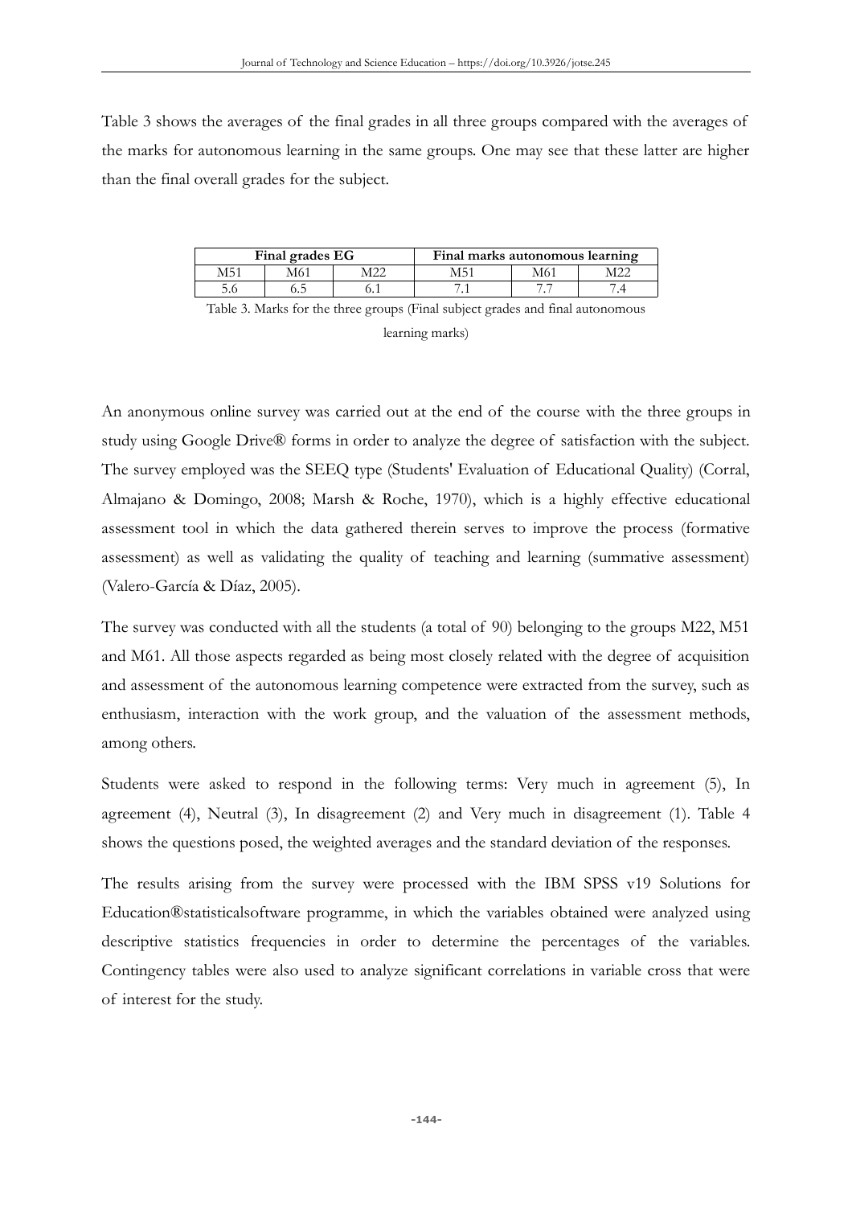Table 3 shows the averages of the final grades in all three groups compared with the averages of the marks for autonomous learning in the same groups. One may see that these latter are higher than the final overall grades for the subject.

| Final grades EG | | | Final marks autonomous learning | | |
|---|---|---|---|---|---|
| M51 | M61 | M22 | M51 | M61 | M22 |
| 5.6 | 6.5 | 6.1 | 7.1 | 7.7 | 7.4 |

Table 3. Marks for the three groups (Final subject grades and final autonomous learning marks)

An anonymous online survey was carried out at the end of the course with the three groups in study using Google Drive® forms in order to analyze the degree of satisfaction with the subject. The survey employed was the SEEQ type (Students' Evaluation of Educational Quality) (Corral, Almajano & Domingo, 2008; Marsh & Roche, 1970), which is a highly effective educational assessment tool in which the data gathered therein serves to improve the process (formative assessment) as well as validating the quality of teaching and learning (summative assessment) (Valero-García & Díaz, 2005).

The survey was conducted with all the students (a total of 90) belonging to the groups M22, M51 and M61. All those aspects regarded as being most closely related with the degree of acquisition and assessment of the autonomous learning competence were extracted from the survey, such as enthusiasm, interaction with the work group, and the valuation of the assessment methods, among others.

Students were asked to respond in the following terms: Very much in agreement (5), In agreement (4), Neutral (3), In disagreement (2) and Very much in disagreement (1). Table 4 shows the questions posed, the weighted averages and the standard deviation of the responses.

The results arising from the survey were processed with the IBM SPSS v19 Solutions for Education®statisticalsoftware programme, in which the variables obtained were analyzed using descriptive statistics frequencies in order to determine the percentages of the variables. Contingency tables were also used to analyze significant correlations in variable cross that were of interest for the study.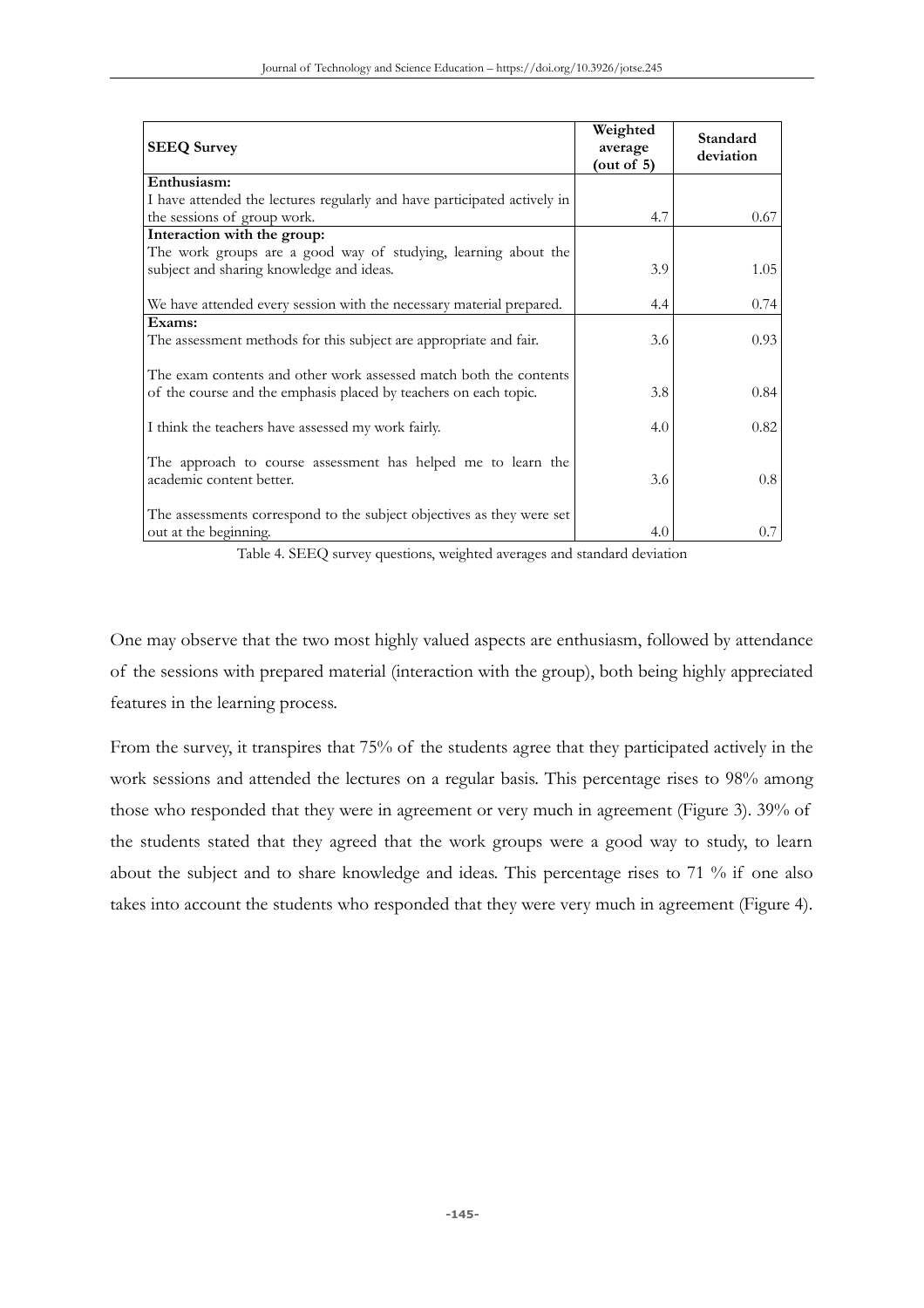| SEEQ Survey | Weighted average (out of 5) | Standard deviation |
|---|---|---|
| **Enthusiasm:** | | |
| I have attended the lectures regularly and have participated actively in the sessions of group work. | 4.7 | 0.67 |
| **Interaction with the group:** | | |
| The work groups are a good way of studying, learning about the subject and sharing knowledge and ideas. | 3.9 | 1.05 |
| We have attended every session with the necessary material prepared. | 4.4 | 0.74 |
| **Exams:** | | |
| The assessment methods for this subject are appropriate and fair. | 3.6 | 0.93 |
| The exam contents and other work assessed match both the contents of the course and the emphasis placed by teachers on each topic. | 3.8 | 0.84 |
| I think the teachers have assessed my work fairly. | 4.0 | 0.82 |
| The approach to course assessment has helped me to learn the academic content better. | 3.6 | 0.8 |
| The assessments correspond to the subject objectives as they were set out at the beginning. | 4.0 | 0.7 |

Table 4. SEEQ survey questions, weighted averages and standard deviation

One may observe that the two most highly valued aspects are enthusiasm, followed by attendance of the sessions with prepared material (interaction with the group), both being highly appreciated features in the learning process.

From the survey, it transpires that 75% of the students agree that they participated actively in the work sessions and attended the lectures on a regular basis. This percentage rises to 98% among those who responded that they were in agreement or very much in agreement (Figure 3). 39% of the students stated that they agreed that the work groups were a good way to study, to learn about the subject and to share knowledge and ideas. This percentage rises to 71 % if one also takes into account the students who responded that they were very much in agreement (Figure 4).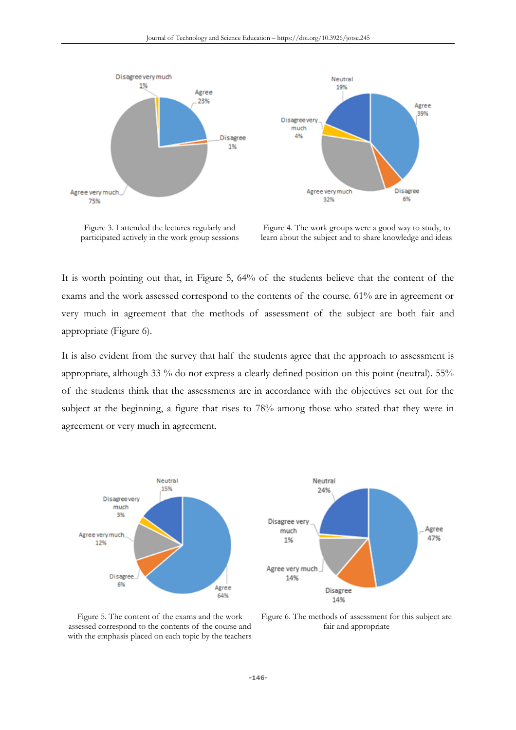Figure 3. I attended the lectures regularly and participated actively in the work group sessions

Figure 4. The work groups were a good way to study, to learn about the subject and to share knowledge and ideas

It is worth pointing out that, in Figure 5, 64% of the students believe that the content of the exams and the work assessed correspond to the contents of the course. 61% are in agreement or very much in agreement that the methods of assessment of the subject are both fair and appropriate (Figure 6).

It is also evident from the survey that half the students agree that the approach to assessment is appropriate, although 33 % do not express a clearly defined position on this point (neutral). 55% of the students think that the assessments are in accordance with the objectives set out for the subject at the beginning, a figure that rises to 78% among those who stated that they were in agreement or very much in agreement.

Figure 5. The content of the exams and the work assessed correspond to the contents of the course and with the emphasis placed on each topic by the teachers

Figure 6. The methods of assessment for this subject are fair and appropriate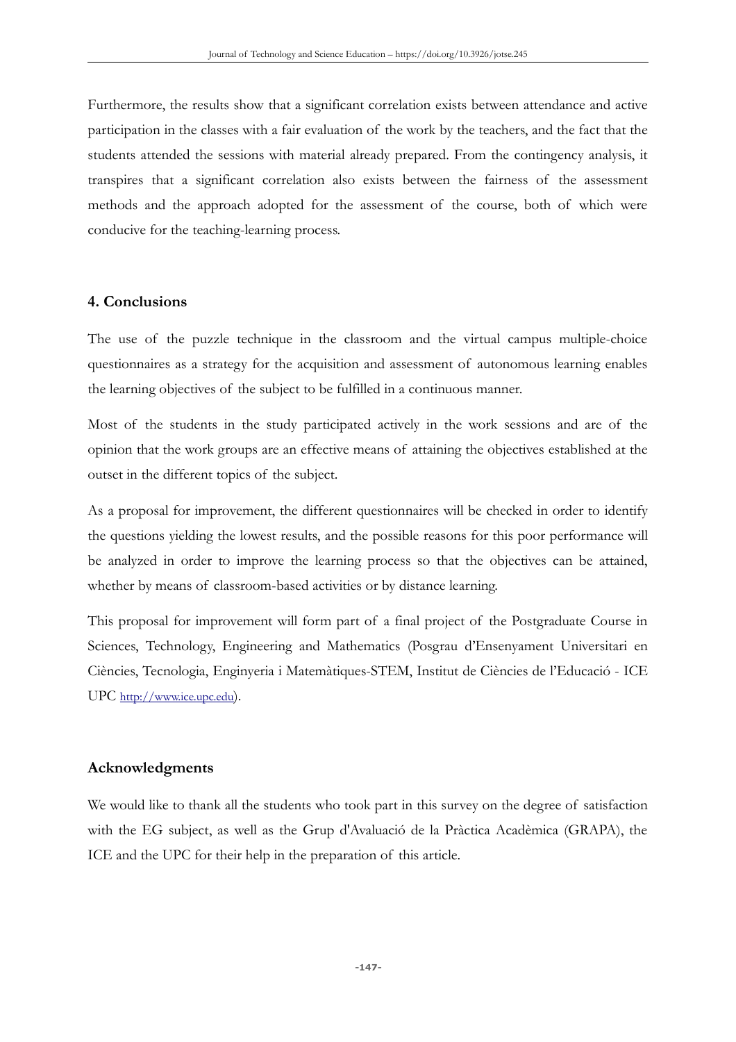Furthermore, the results show that a significant correlation exists between attendance and active participation in the classes with a fair evaluation of the work by the teachers, and the fact that the students attended the sessions with material already prepared. From the contingency analysis, it transpires that a significant correlation also exists between the fairness of the assessment methods and the approach adopted for the assessment of the course, both of which were conducive for the teaching-learning process.

## 4. Conclusions

The use of the puzzle technique in the classroom and the virtual campus multiple-choice questionnaires as a strategy for the acquisition and assessment of autonomous learning enables the learning objectives of the subject to be fulfilled in a continuous manner.

Most of the students in the study participated actively in the work sessions and are of the opinion that the work groups are an effective means of attaining the objectives established at the outset in the different topics of the subject.

As a proposal for improvement, the different questionnaires will be checked in order to identify the questions yielding the lowest results, and the possible reasons for this poor performance will be analyzed in order to improve the learning process so that the objectives can be attained, whether by means of classroom-based activities or by distance learning.

This proposal for improvement will form part of a final project of the Postgraduate Course in Sciences, Technology, Engineering and Mathematics (Posgrau d'Ensenyament Universitari en Ciències, Tecnologia, Enginyeria i Matemàtiques-STEM, Institut de Ciències de l'Educació - ICE UPC http://www.ice.upc.edu).

## Acknowledgments

We would like to thank all the students who took part in this survey on the degree of satisfaction with the EG subject, as well as the Grup d'Avaluació de la Pràctica Acadèmica (GRAPA), the ICE and the UPC for their help in the preparation of this article.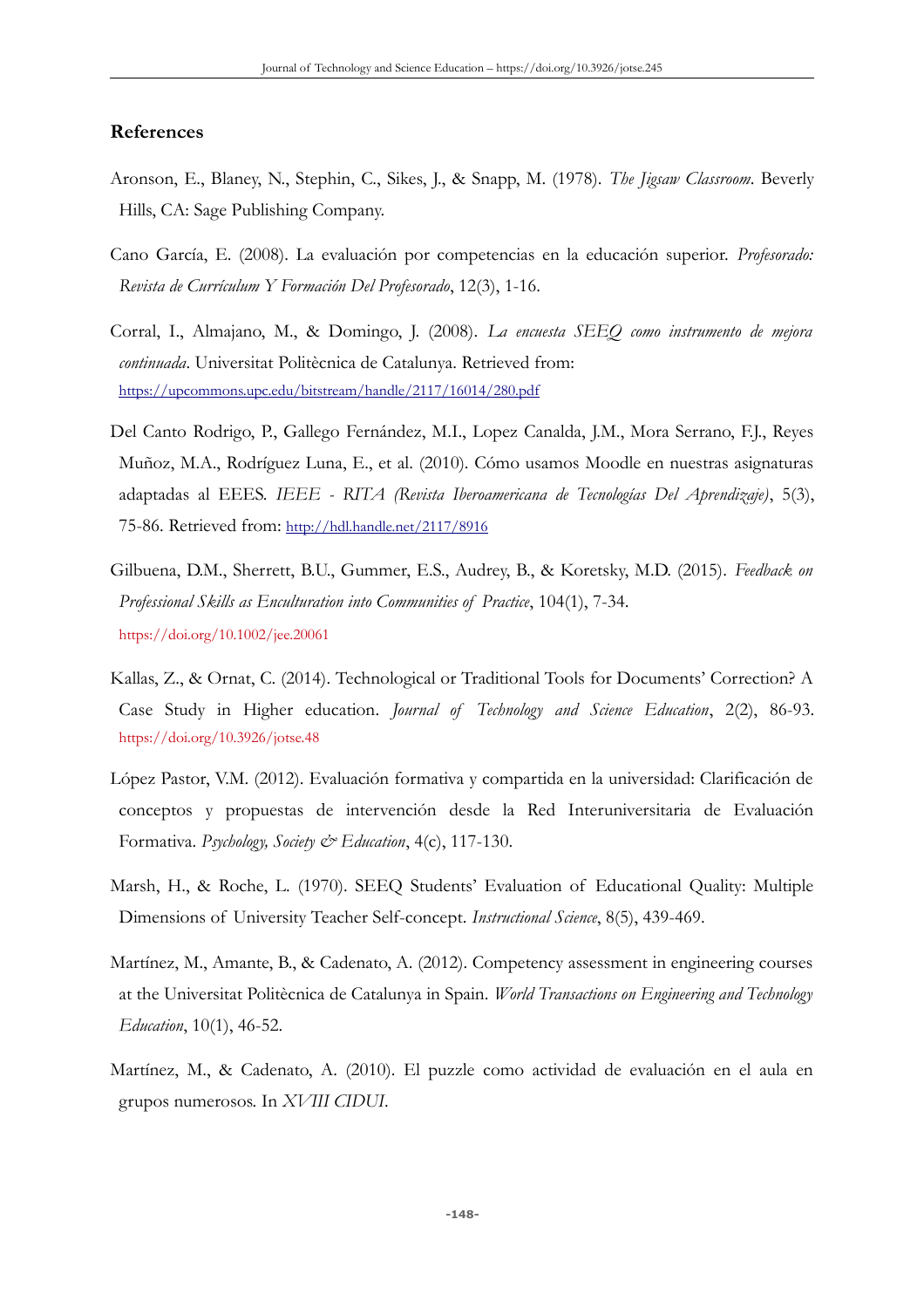## References

Aronson, E., Blaney, N., Stephin, C., Sikes, J., & Snapp, M. (1978). *The Jigsaw Classroom*. Beverly Hills, CA: Sage Publishing Company.

Cano García, E. (2008). La evaluación por competencias en la educación superior. *Profesorado: Revista de Currículum Y Formación Del Profesorado*, 12(3), 1-16.

Corral, I., Almajano, M., & Domingo, J. (2008). *La encuesta SEEQ como instrumento de mejora continuada*. Universitat Politècnica de Catalunya. Retrieved from: https://upcommons.upc.edu/bitstream/handle/2117/16014/280.pdf

Del Canto Rodrigo, P., Gallego Fernández, M.I., Lopez Canalda, J.M., Mora Serrano, F.J., Reyes Muñoz, M.A., Rodríguez Luna, E., et al. (2010). Cómo usamos Moodle en nuestras asignaturas adaptadas al EEES. *IEEE - RITA (Revista Iberoamericana de Tecnologías Del Aprendizaje)*, 5(3), 75-86. Retrieved from: http://hdl.handle.net/2117/8916

Gilbuena, D.M., Sherrett, B.U., Gummer, E.S., Audrey, B., & Koretsky, M.D. (2015). *Feedback on Professional Skills as Enculturation into Communities of Practice*, 104(1), 7-34. https://doi.org/10.1002/jee.20061

Kallas, Z., & Ornat, C. (2014). Technological or Traditional Tools for Documents' Correction? A Case Study in Higher education. *Journal of Technology and Science Education*, 2(2), 86-93. https://doi.org/10.3926/jotse.48

López Pastor, V.M. (2012). Evaluación formativa y compartida en la universidad: Clarificación de conceptos y propuestas de intervención desde la Red Interuniversitaria de Evaluación Formativa. *Psychology, Society & Education*, 4(c), 117-130.

Marsh, H., & Roche, L. (1970). SEEQ Students' Evaluation of Educational Quality: Multiple Dimensions of University Teacher Self-concept. *Instructional Science*, 8(5), 439-469.

Martínez, M., Amante, B., & Cadenato, A. (2012). Competency assessment in engineering courses at the Universitat Politècnica de Catalunya in Spain. *World Transactions on Engineering and Technology Education*, 10(1), 46-52.

Martínez, M., & Cadenato, A. (2010). El puzzle como actividad de evaluación en el aula en grupos numerosos. In *XVIII CIDUI*.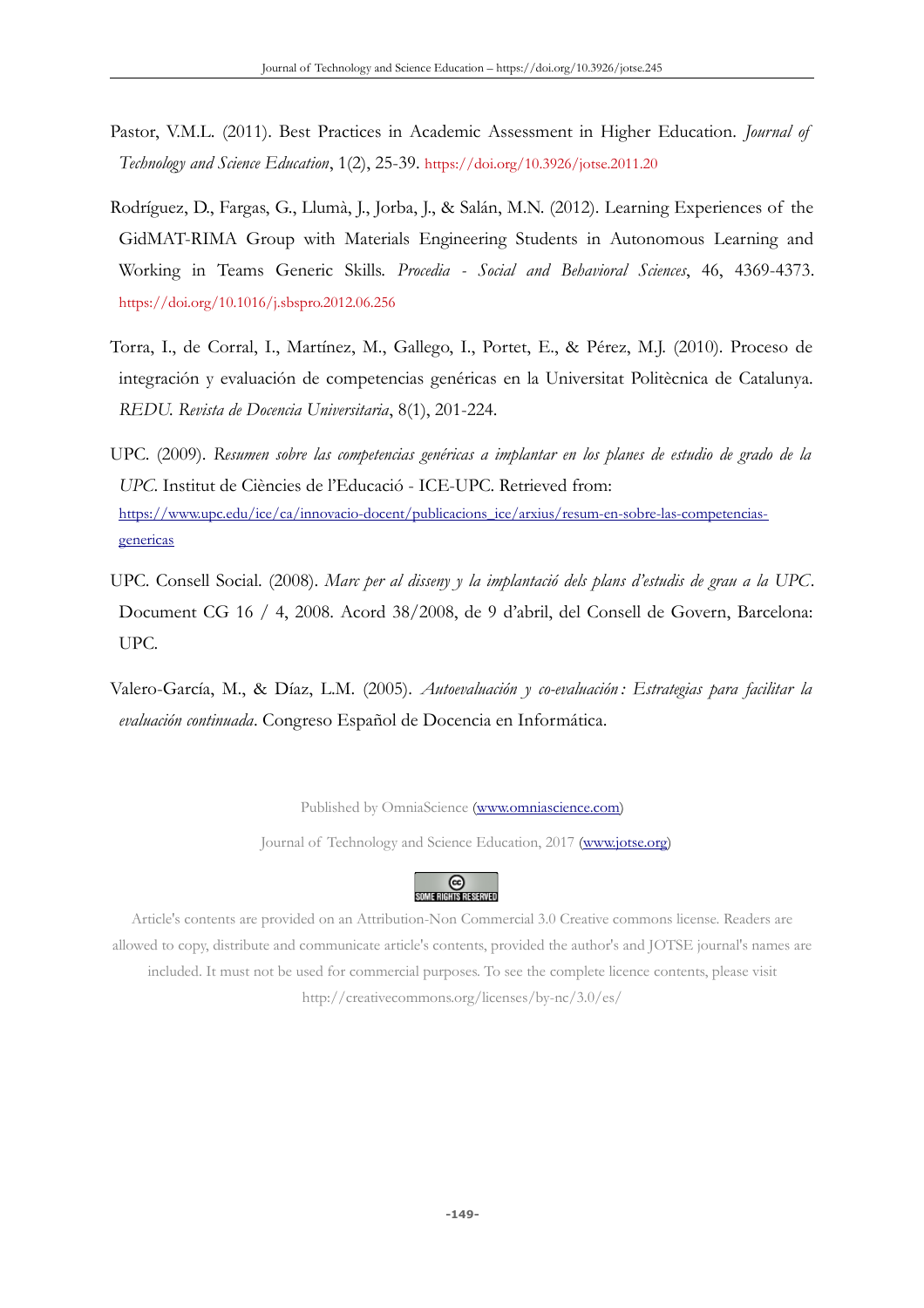Pastor, V.M.L. (2011). Best Practices in Academic Assessment in Higher Education. *Journal of Technology and Science Education*, 1(2), 25-39. https://doi.org/10.3926/jotse.2011.20

Rodríguez, D., Fargas, G., Llumà, J., Jorba, J., & Salán, M.N. (2012). Learning Experiences of the GidMAT-RIMA Group with Materials Engineering Students in Autonomous Learning and Working in Teams Generic Skills. *Procedia - Social and Behavioral Sciences*, 46, 4369-4373. https://doi.org/10.1016/j.sbspro.2012.06.256

Torra, I., de Corral, I., Martínez, M., Gallego, I., Portet, E., & Pérez, M.J. (2010). Proceso de integración y evaluación de competencias genéricas en la Universitat Politècnica de Catalunya. *REDU. Revista de Docencia Universitaria*, 8(1), 201-224.

UPC. (2009). *Resumen sobre las competencias genéricas a implantar en los planes de estudio de grado de la UPC*. Institut de Ciències de l'Educació - ICE-UPC. Retrieved from: https://www.upc.edu/ice/ca/innovacio-docent/publicacions_ice/arxius/resum-en-sobre-las-competencias-genericas

UPC. Consell Social. (2008). *Marc per al disseny y la implantació dels plans d'estudis de grau a la UPC*. Document CG 16 / 4, 2008. Acord 38/2008, de 9 d'abril, del Consell de Govern, Barcelona: UPC.

Valero-García, M., & Díaz, L.M. (2005). *Autoevaluación y co-evaluación: Estrategias para facilitar la evaluación continuada*. Congreso Español de Docencia en Informática.

Published by OmniaScience (www.omniascience.com)

Journal of Technology and Science Education, 2017 (www.jotse.org)

Article's contents are provided on an Attribution-Non Commercial 3.0 Creative commons license. Readers are allowed to copy, distribute and communicate article's contents, provided the author's and JOTSE journal's names are included. It must not be used for commercial purposes. To see the complete licence contents, please visit http://creativecommons.org/licenses/by-nc/3.0/es/